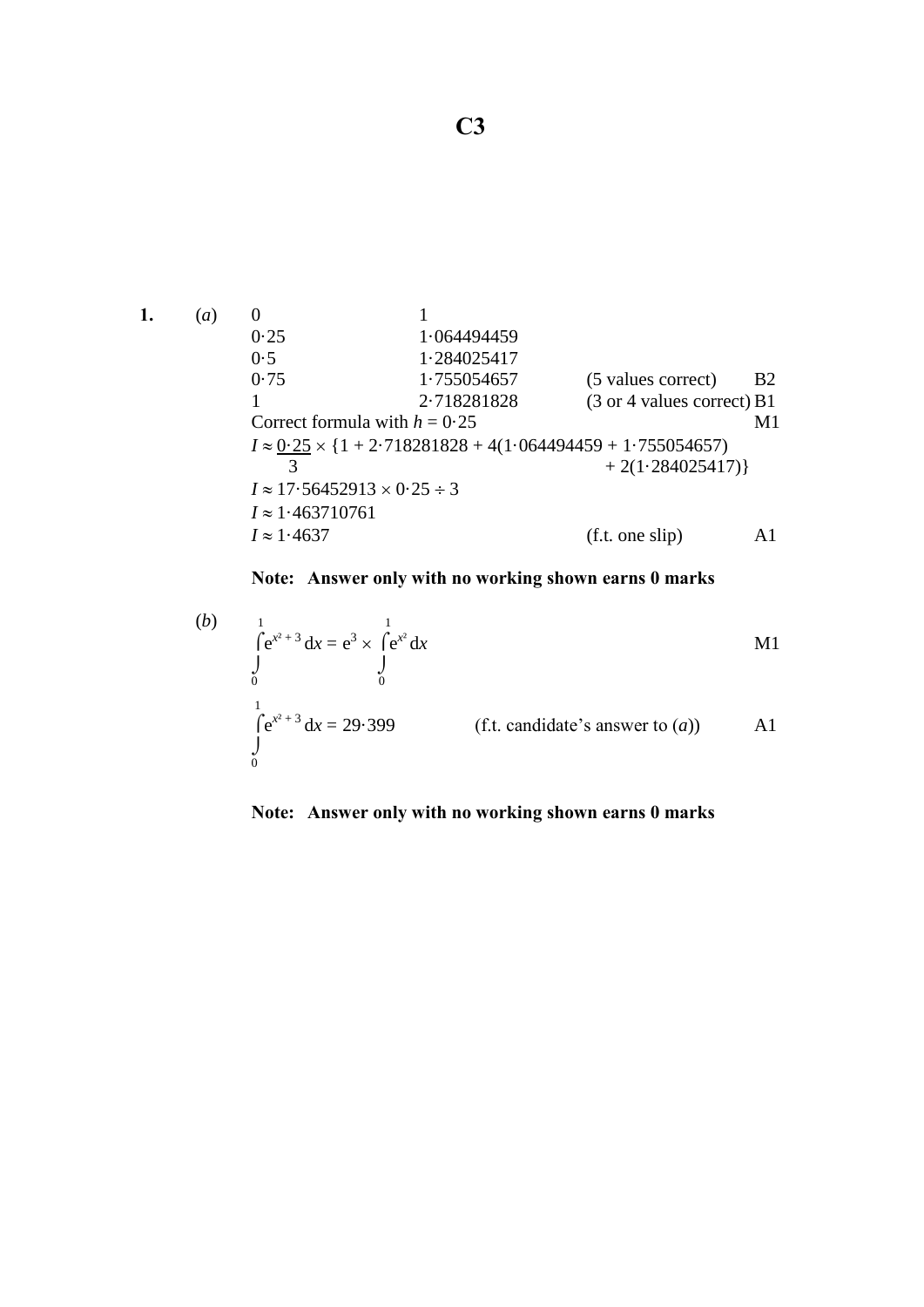# C3

**1.** (*a*)

| | | | |
|---|---|---|---|
| 0 | 1 | | |
| 0·25 | 1·064494459 | | |
| 0·5 | 1·284025417 | | |
| 0·75 | 1·755054657 | (5 values correct) | B2 |
| 1 | 2·718281828 | (3 or 4 values correct) | B1 |

Correct formula with $h = 0{\cdot}25$ M1

$I \approx \frac{0{\cdot}25}{3} \times \{1 + 2{\cdot}718281828 + 4(1{\cdot}064494459 + 1{\cdot}755054657) + 2(1{\cdot}284025417)\}$

$I \approx 17{\cdot}56452913 \times 0{\cdot}25 \div 3$

$I \approx 1{\cdot}463710761$

$I \approx 1{\cdot}4637$ (f.t. one slip) A1

**Note: Answer only with no working shown earns 0 marks**

(*b*)

$\int_0^1 e^{x^2 + 3}\, dx = e^3 \times \int_0^1 e^{x^2}\, dx$ M1

$\int_0^1 e^{x^2 + 3}\, dx = 29{\cdot}399$ (f.t. candidate's answer to (*a*)) A1

**Note: Answer only with no working shown earns 0 marks**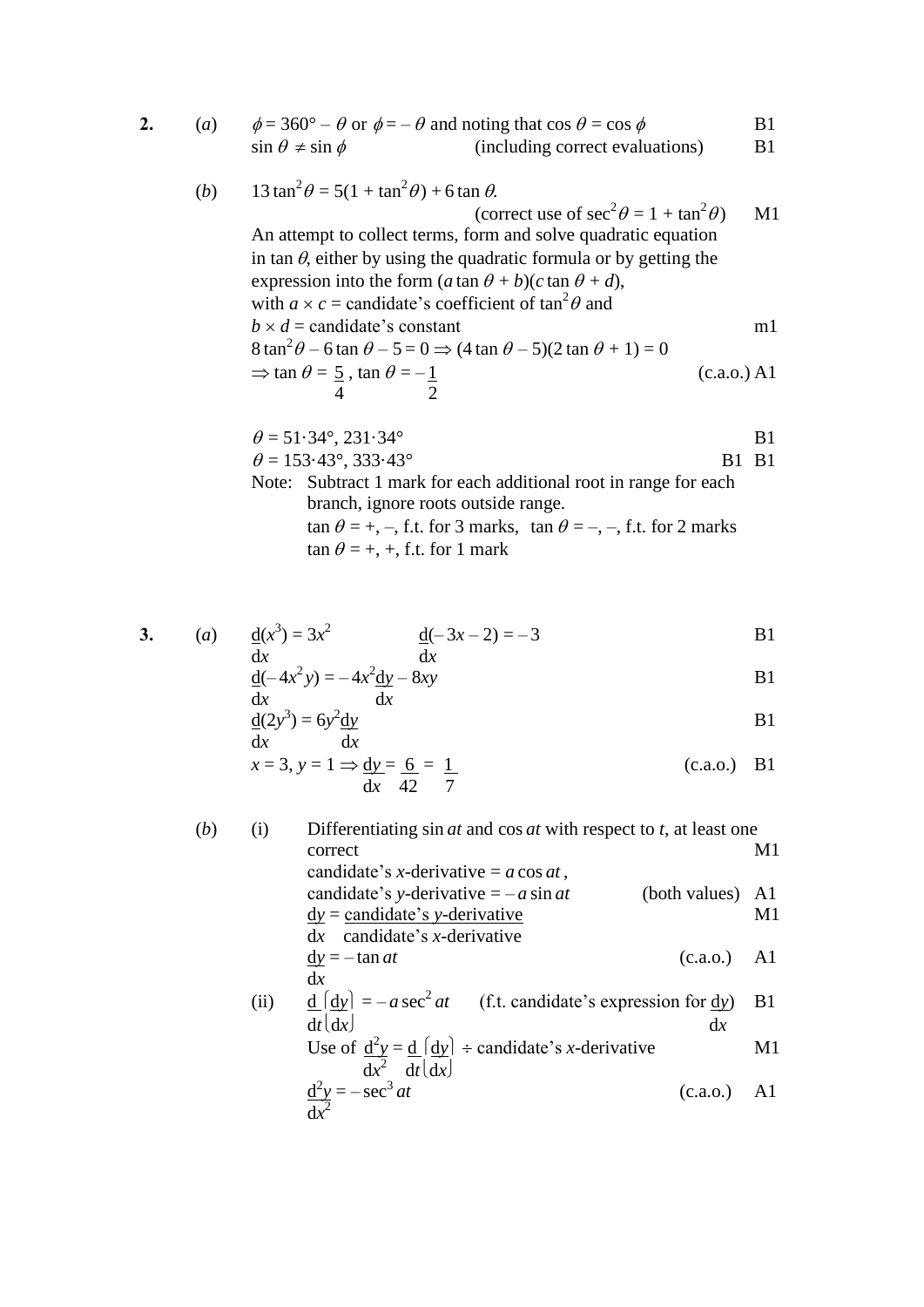**2.** (*a*) $\phi = 360° - \theta$ or $\phi = -\theta$ and noting that $\cos\theta = \cos\phi$ B1

$\sin\theta \neq \sin\phi$ (including correct evaluations) B1

(*b*) $13\tan^2\theta = 5(1 + \tan^2\theta) + 6\tan\theta$.

(correct use of $\sec^2\theta = 1 + \tan^2\theta$) M1

An attempt to collect terms, form and solve quadratic equation in $\tan\theta$, either by using the quadratic formula or by getting the expression into the form $(a\tan\theta + b)(c\tan\theta + d)$, with $a \times c$ = candidate's coefficient of $\tan^2\theta$ and $b \times d$ = candidate's constant m1

$8\tan^2\theta - 6\tan\theta - 5 = 0 \Rightarrow (4\tan\theta - 5)(2\tan\theta + 1) = 0$

$\Rightarrow \tan\theta = \dfrac{5}{4}$, $\tan\theta = -\dfrac{1}{2}$ (c.a.o.) A1

$\theta = 51{\cdot}34°, 231{\cdot}34°$ B1

$\theta = 153{\cdot}43°, 333{\cdot}43°$ B1 B1

Note: Subtract 1 mark for each additional root in range for each branch, ignore roots outside range.
$\tan\theta = +, -$, f.t. for 3 marks, $\tan\theta = -, -$, f.t. for 2 marks
$\tan\theta = +, +$, f.t. for 1 mark

**3.** (*a*) $\dfrac{d}{dx}(x^3) = 3x^2$ $\dfrac{d}{dx}(-3x - 2) = -3$ B1

$\dfrac{d}{dx}(-4x^2y) = -4x^2\dfrac{dy}{dx} - 8xy$ B1

$\dfrac{d}{dx}(2y^3) = 6y^2\dfrac{dy}{dx}$ B1

$x = 3, y = 1 \Rightarrow \dfrac{dy}{dx} = \dfrac{6}{42} = \dfrac{1}{7}$ (c.a.o.) B1

(*b*) (i) Differentiating $\sin at$ and $\cos at$ with respect to $t$, at least one correct M1

candidate's $x$-derivative $= a\cos at$,
candidate's $y$-derivative $= -a\sin at$ (both values) A1

$\dfrac{dy}{dx} = \dfrac{\text{candidate's } y\text{-derivative}}{\text{candidate's } x\text{-derivative}}$ M1

$\dfrac{dy}{dx} = -\tan at$ (c.a.o.) A1

(ii) $\dfrac{d}{dt}\left(\dfrac{dy}{dx}\right) = -a\sec^2 at$ (f.t. candidate's expression for $\dfrac{dy}{dx}$) B1

Use of $\dfrac{d^2y}{dx^2} = \dfrac{d}{dt}\left(\dfrac{dy}{dx}\right) \div$ candidate's $x$-derivative M1

$\dfrac{d^2y}{dx^2} = -\sec^3 at$ (c.a.o.) A1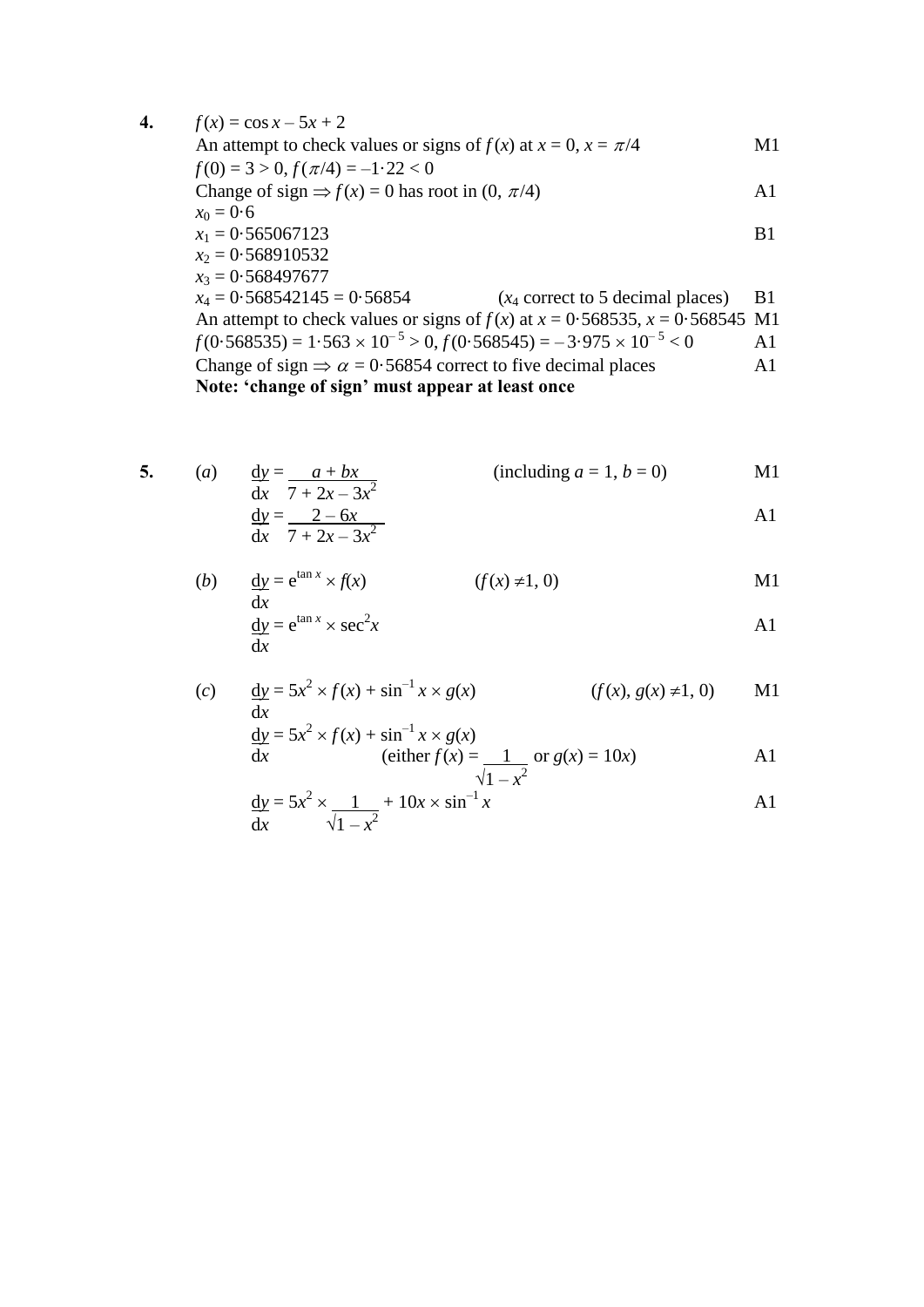**4.** $f(x) = \cos x - 5x + 2$

An attempt to check values or signs of $f(x)$ at $x = 0$, $x = \pi/4$ — M1

$f(0) = 3 > 0$, $f(\pi/4) = -1{\cdot}22 < 0$

Change of sign $\Rightarrow f(x) = 0$ has root in $(0, \pi/4)$ — A1

$x_0 = 0{\cdot}6$

$x_1 = 0{\cdot}565067123$ — B1

$x_2 = 0{\cdot}568910532$

$x_3 = 0{\cdot}568497677$

$x_4 = 0{\cdot}568542145 = 0{\cdot}56854$ ($x_4$ correct to 5 decimal places) — B1

An attempt to check values or signs of $f(x)$ at $x = 0{\cdot}568535$, $x = 0{\cdot}568545$ — M1

$f(0{\cdot}568535) = 1{\cdot}563 \times 10^{-5} > 0$, $f(0{\cdot}568545) = -3{\cdot}975 \times 10^{-5} < 0$ — A1

Change of sign $\Rightarrow \alpha = 0{\cdot}56854$ correct to five decimal places — A1

**Note: 'change of sign' must appear at least once**

**5.** (*a*)

$$\frac{dy}{dx} = \frac{a + bx}{7 + 2x - 3x^2} \quad \text{(including } a = 1, b = 0\text{)}$$ — M1

$$\frac{dy}{dx} = \frac{2 - 6x}{7 + 2x - 3x^2}$$ — A1

(*b*)

$$\frac{dy}{dx} = e^{\tan x} \times f(x) \quad (f(x) \neq 1, 0)$$ — M1

$$\frac{dy}{dx} = e^{\tan x} \times \sec^2 x$$ — A1

(*c*)

$$\frac{dy}{dx} = 5x^2 \times f(x) + \sin^{-1} x \times g(x) \quad (f(x), g(x) \neq 1, 0)$$ — M1

$$\frac{dy}{dx} = 5x^2 \times f(x) + \sin^{-1} x \times g(x)$$

$$\text{(either } f(x) = \frac{1}{\sqrt{1 - x^2}} \text{ or } g(x) = 10x\text{)}$$ — A1

$$\frac{dy}{dx} = 5x^2 \times \frac{1}{\sqrt{1 - x^2}} + 10x \times \sin^{-1} x$$ — A1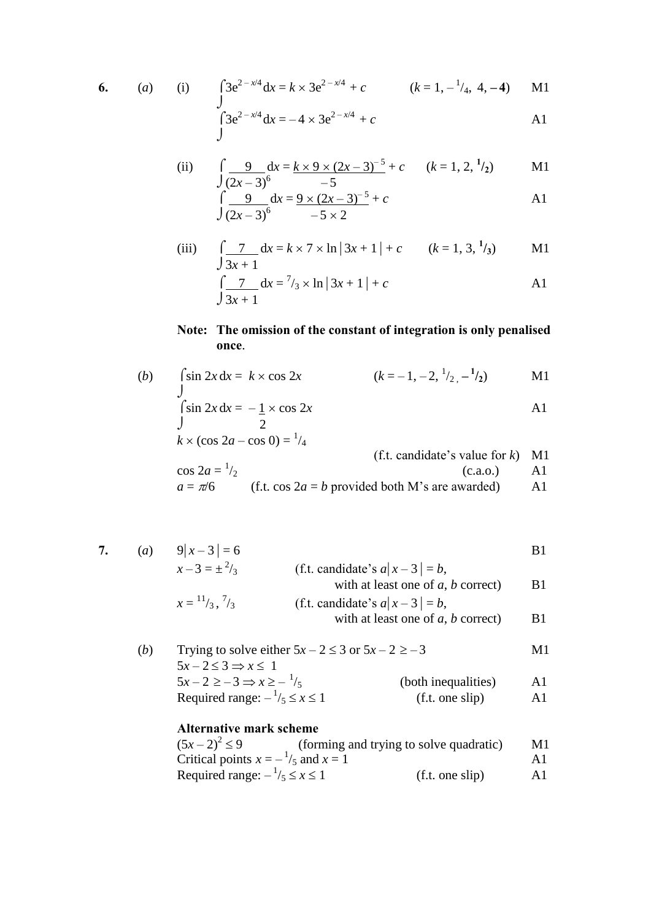**6.** (*a*) (i) $\int 3e^{2-x/4}\,dx = k \times 3e^{2-x/4} + c$ $\quad (k = 1, -{}^{1}/_{4},\ 4, \mathbf{-4})$ **M1**

$\int 3e^{2-x/4}\,dx = -4 \times 3e^{2-x/4} + c$ **A1**

(ii) $\int \dfrac{9}{(2x-3)^6}\,dx = \dfrac{k \times 9 \times (2x-3)^{-5}}{-5} + c$ $\quad (k = 1, 2, \mathbf{{}^{1}/_{2}})$ **M1**

$\int \dfrac{9}{(2x-3)^6}\,dx = \dfrac{9 \times (2x-3)^{-5}}{-5 \times 2} + c$ **A1**

(iii) $\int \dfrac{7}{3x+1}\,dx = k \times 7 \times \ln|3x+1| + c$ $\quad (k = 1, 3, \mathbf{{}^{1}/_{3}})$ **M1**

$\int \dfrac{7}{3x+1}\,dx = {}^{7}/_{3} \times \ln|3x+1| + c$ **A1**

**Note: The omission of the constant of integration is only penalised once.**

(*b*) $\int \sin 2x\,dx = k \times \cos 2x$ $\quad (k = -1, -2, {}^{1}/_{2}, \mathbf{-{}^{1}/_{2}})$ **M1**

$\int \sin 2x\,dx = -\dfrac{1}{2} \times \cos 2x$ **A1**

$k \times (\cos 2a - \cos 0) = {}^{1}/_{4}$

(f.t. candidate's value for $k$) **M1**

$\cos 2a = {}^{1}/_{2}$ (c.a.o.) **A1**

$a = \pi/6$ (f.t. $\cos 2a = b$ provided both M's are awarded) **A1**

**7.** (*a*) $9|x-3| = 6$ **B1**

$x - 3 = \pm {}^{2}/_{3}$ (f.t. candidate's $a|x-3| = b$, with at least one of $a$, $b$ correct) **B1**

$x = {}^{11}/_{3},\ {}^{7}/_{3}$ (f.t. candidate's $a|x-3| = b$, with at least one of $a$, $b$ correct) **B1**

(*b*) Trying to solve either $5x - 2 \le 3$ or $5x - 2 \ge -3$ **M1**

$5x - 2 \le 3 \Rightarrow x \le 1$

$5x - 2 \ge -3 \Rightarrow x \ge -{}^{1}/_{5}$ (both inequalities) **A1**

Required range: $-{}^{1}/_{5} \le x \le 1$ (f.t. one slip) **A1**

**Alternative mark scheme**

$(5x-2)^2 \le 9$ (forming and trying to solve quadratic) **M1**

Critical points $x = -{}^{1}/_{5}$ and $x = 1$ **A1**

Required range: $-{}^{1}/_{5} \le x \le 1$ (f.t. one slip) **A1**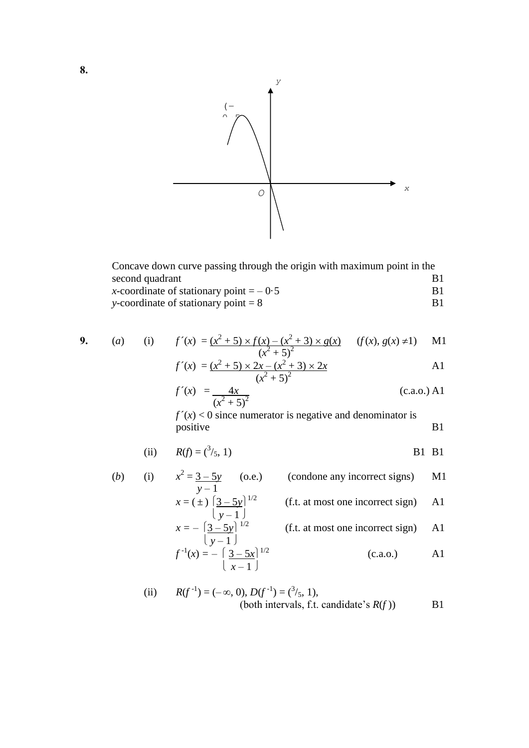**8.**

Concave down curve passing through the origin with maximum point in the second quadrant B1

$x$-coordinate of stationary point = – 0·5 B1

$y$-coordinate of stationary point = 8 B1

**9.** (*a*) (i)

$$f'(x) = \frac{(x^2+5)\times f(x) - (x^2+3)\times g(x)}{(x^2+5)^2} \quad (f(x), g(x) \neq 1)$$ M1

$$f'(x) = \frac{(x^2+5)\times 2x - (x^2+3)\times 2x}{(x^2+5)^2}$$ A1

$$f'(x) = \frac{4x}{(x^2+5)^2}$$ (c.a.o.) A1

$f'(x) < 0$ since numerator is negative and denominator is positive B1

(ii) $R(f) = ({}^3/_5, 1)$ B1 B1

(*b*) (i)

$$x^2 = \frac{3-5y}{y-1}$$ (o.e.) (condone any incorrect signs) M1

$$x = (\pm)\left(\frac{3-5y}{y-1}\right)^{1/2}$$ (f.t. at most one incorrect sign) A1

$$x = -\left(\frac{3-5y}{y-1}\right)^{1/2}$$ (f.t. at most one incorrect sign) A1

$$f^{-1}(x) = -\left(\frac{3-5x}{x-1}\right)^{1/2}$$ (c.a.o.) A1

(ii) $R(f^{-1}) = (-\infty, 0)$, $D(f^{-1}) = ({}^3/_5, 1)$,
(both intervals, f.t. candidate's $R(f)$) B1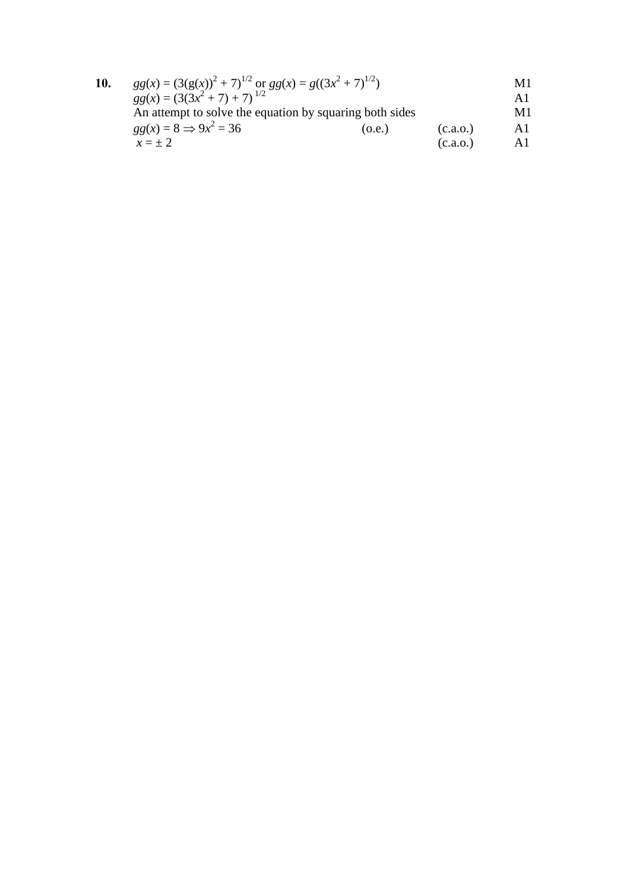| | | | | |
|---|---|---|---|---|
| **10.** | $gg(x) = (3(g(x))^2 + 7)^{1/2}$ or $gg(x) = g((3x^2 + 7)^{1/2})$ | | | M1 |
| | $gg(x) = (3(3x^2 + 7) + 7)^{1/2}$ | | | A1 |
| | An attempt to solve the equation by squaring both sides | | | M1 |
| | $gg(x) = 8 \Rightarrow 9x^2 = 36$ | (o.e.) | (c.a.o.) | A1 |
| | $x = \pm 2$ | | (c.a.o.) | A1 |